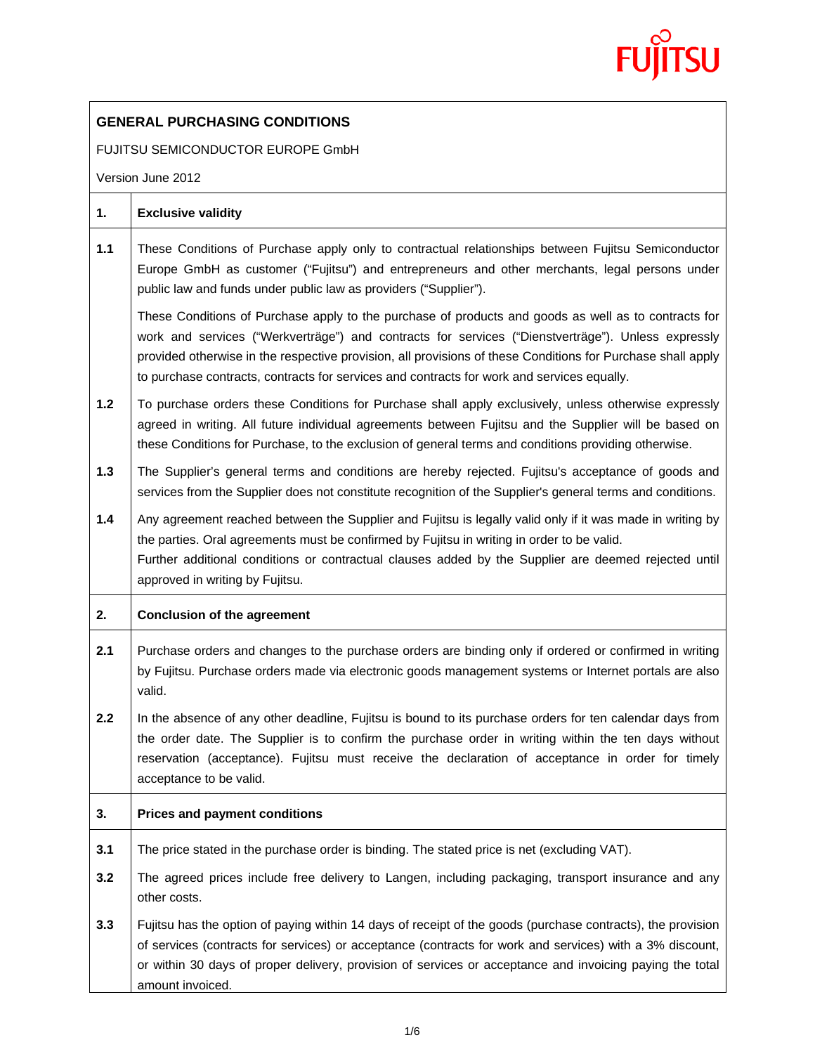# GENERAL PURCHASING CONDITIONS

FUJITSU SEMICONDUCTOR EUROPE GmbH

Version June 2012

## 1. Exclusive validity

**1.1** These Conditions of Purchase apply only to contractual relationships between Fujitsu Semiconductor Europe GmbH as customer ("Fujitsu") and entrepreneurs and other merchants, legal persons under public law and funds under public law as providers ("Supplier").

These Conditions of Purchase apply to the purchase of products and goods as well as to contracts for work and services ("Werkverträge") and contracts for services ("Dienstverträge"). Unless expressly provided otherwise in the respective provision, all provisions of these Conditions for Purchase shall apply to purchase contracts, contracts for services and contracts for work and services equally.

**1.2** To purchase orders these Conditions for Purchase shall apply exclusively, unless otherwise expressly agreed in writing. All future individual agreements between Fujitsu and the Supplier will be based on these Conditions for Purchase, to the exclusion of general terms and conditions providing otherwise.

**1.3** The Supplier's general terms and conditions are hereby rejected. Fujitsu's acceptance of goods and services from the Supplier does not constitute recognition of the Supplier's general terms and conditions.

**1.4** Any agreement reached between the Supplier and Fujitsu is legally valid only if it was made in writing by the parties. Oral agreements must be confirmed by Fujitsu in writing in order to be valid.
Further additional conditions or contractual clauses added by the Supplier are deemed rejected until approved in writing by Fujitsu.

## 2. Conclusion of the agreement

**2.1** Purchase orders and changes to the purchase orders are binding only if ordered or confirmed in writing by Fujitsu. Purchase orders made via electronic goods management systems or Internet portals are also valid.

**2.2** In the absence of any other deadline, Fujitsu is bound to its purchase orders for ten calendar days from the order date. The Supplier is to confirm the purchase order in writing within the ten days without reservation (acceptance). Fujitsu must receive the declaration of acceptance in order for timely acceptance to be valid.

## 3. Prices and payment conditions

**3.1** The price stated in the purchase order is binding. The stated price is net (excluding VAT).

**3.2** The agreed prices include free delivery to Langen, including packaging, transport insurance and any other costs.

**3.3** Fujitsu has the option of paying within 14 days of receipt of the goods (purchase contracts), the provision of services (contracts for services) or acceptance (contracts for work and services) with a 3% discount, or within 30 days of proper delivery, provision of services or acceptance and invoicing paying the total amount invoiced.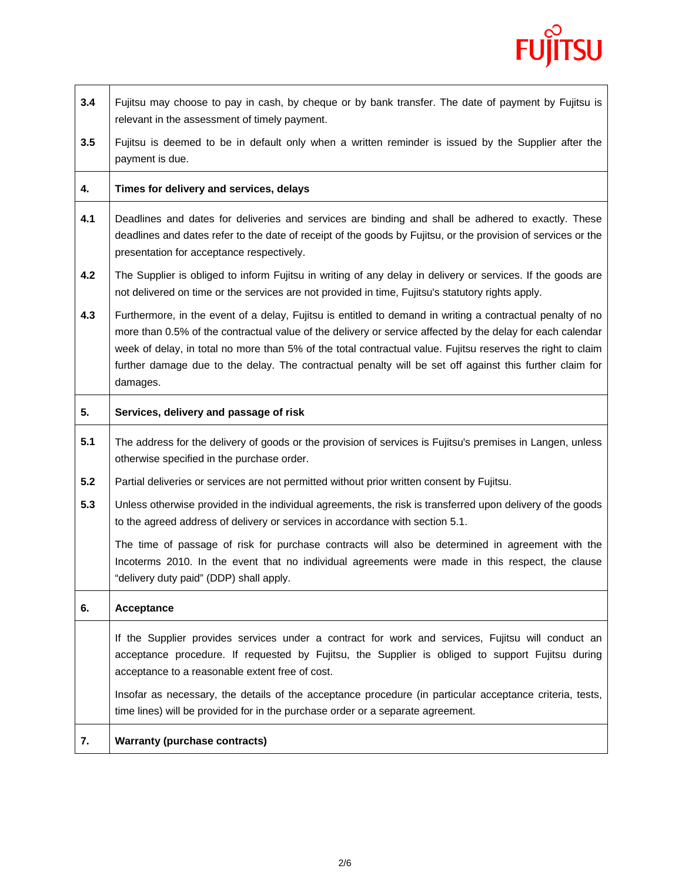**3.4** Fujitsu may choose to pay in cash, by cheque or by bank transfer. The date of payment by Fujitsu is relevant in the assessment of timely payment.

**3.5** Fujitsu is deemed to be in default only when a written reminder is issued by the Supplier after the payment is due.

## 4. Times for delivery and services, delays

**4.1** Deadlines and dates for deliveries and services are binding and shall be adhered to exactly. These deadlines and dates refer to the date of receipt of the goods by Fujitsu, or the provision of services or the presentation for acceptance respectively.

**4.2** The Supplier is obliged to inform Fujitsu in writing of any delay in delivery or services. If the goods are not delivered on time or the services are not provided in time, Fujitsu's statutory rights apply.

**4.3** Furthermore, in the event of a delay, Fujitsu is entitled to demand in writing a contractual penalty of no more than 0.5% of the contractual value of the delivery or service affected by the delay for each calendar week of delay, in total no more than 5% of the total contractual value. Fujitsu reserves the right to claim further damage due to the delay. The contractual penalty will be set off against this further claim for damages.

## 5. Services, delivery and passage of risk

**5.1** The address for the delivery of goods or the provision of services is Fujitsu's premises in Langen, unless otherwise specified in the purchase order.

**5.2** Partial deliveries or services are not permitted without prior written consent by Fujitsu.

**5.3** Unless otherwise provided in the individual agreements, the risk is transferred upon delivery of the goods to the agreed address of delivery or services in accordance with section 5.1.

The time of passage of risk for purchase contracts will also be determined in agreement with the Incoterms 2010. In the event that no individual agreements were made in this respect, the clause "delivery duty paid" (DDP) shall apply.

## 6. Acceptance

If the Supplier provides services under a contract for work and services, Fujitsu will conduct an acceptance procedure. If requested by Fujitsu, the Supplier is obliged to support Fujitsu during acceptance to a reasonable extent free of cost.

Insofar as necessary, the details of the acceptance procedure (in particular acceptance criteria, tests, time lines) will be provided for in the purchase order or a separate agreement.

## 7. Warranty (purchase contracts)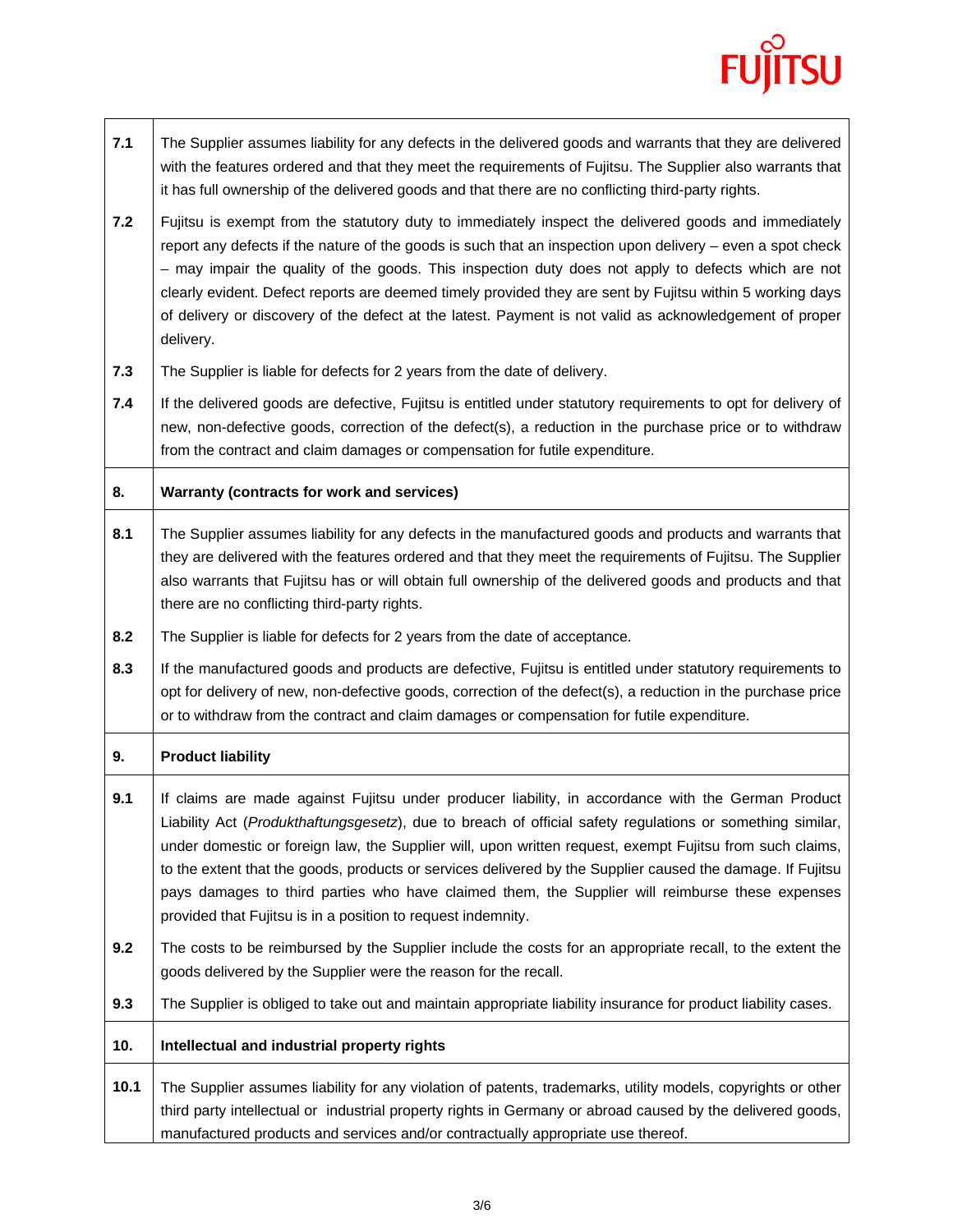**7.1** The Supplier assumes liability for any defects in the delivered goods and warrants that they are delivered with the features ordered and that they meet the requirements of Fujitsu. The Supplier also warrants that it has full ownership of the delivered goods and that there are no conflicting third-party rights.

**7.2** Fujitsu is exempt from the statutory duty to immediately inspect the delivered goods and immediately report any defects if the nature of the goods is such that an inspection upon delivery – even a spot check – may impair the quality of the goods. This inspection duty does not apply to defects which are not clearly evident. Defect reports are deemed timely provided they are sent by Fujitsu within 5 working days of delivery or discovery of the defect at the latest. Payment is not valid as acknowledgement of proper delivery.

**7.3** The Supplier is liable for defects for 2 years from the date of delivery.

**7.4** If the delivered goods are defective, Fujitsu is entitled under statutory requirements to opt for delivery of new, non-defective goods, correction of the defect(s), a reduction in the purchase price or to withdraw from the contract and claim damages or compensation for futile expenditure.

## 8. Warranty (contracts for work and services)

**8.1** The Supplier assumes liability for any defects in the manufactured goods and products and warrants that they are delivered with the features ordered and that they meet the requirements of Fujitsu. The Supplier also warrants that Fujitsu has or will obtain full ownership of the delivered goods and products and that there are no conflicting third-party rights.

**8.2** The Supplier is liable for defects for 2 years from the date of acceptance.

**8.3** If the manufactured goods and products are defective, Fujitsu is entitled under statutory requirements to opt for delivery of new, non-defective goods, correction of the defect(s), a reduction in the purchase price or to withdraw from the contract and claim damages or compensation for futile expenditure.

## 9. Product liability

**9.1** If claims are made against Fujitsu under producer liability, in accordance with the German Product Liability Act (*Produkthaftungsgesetz*), due to breach of official safety regulations or something similar, under domestic or foreign law, the Supplier will, upon written request, exempt Fujitsu from such claims, to the extent that the goods, products or services delivered by the Supplier caused the damage. If Fujitsu pays damages to third parties who have claimed them, the Supplier will reimburse these expenses provided that Fujitsu is in a position to request indemnity.

**9.2** The costs to be reimbursed by the Supplier include the costs for an appropriate recall, to the extent the goods delivered by the Supplier were the reason for the recall.

**9.3** The Supplier is obliged to take out and maintain appropriate liability insurance for product liability cases.

## 10. Intellectual and industrial property rights

**10.1** The Supplier assumes liability for any violation of patents, trademarks, utility models, copyrights or other third party intellectual or industrial property rights in Germany or abroad caused by the delivered goods, manufactured products and services and/or contractually appropriate use thereof.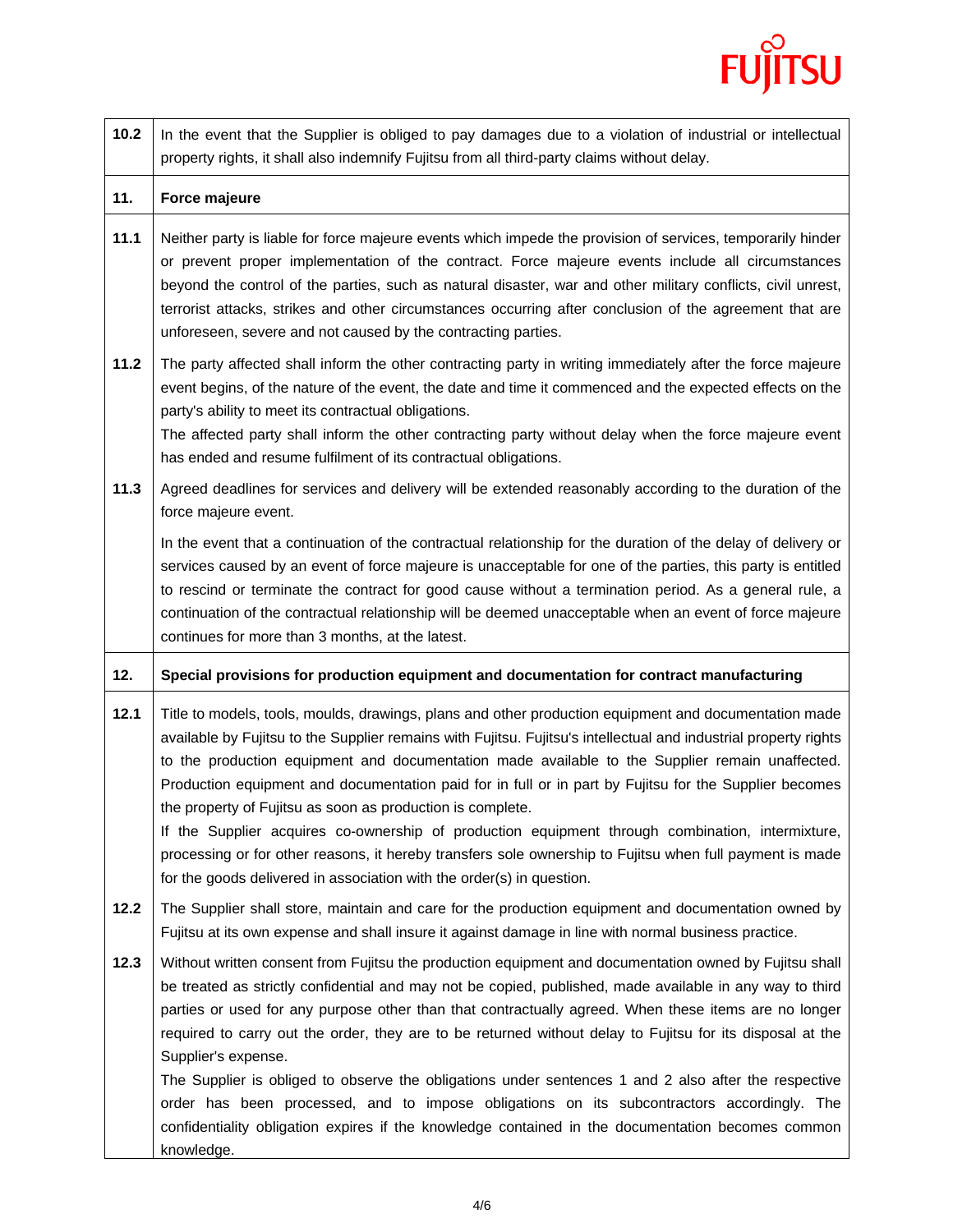| | |
|---|---|
| **10.2** | In the event that the Supplier is obliged to pay damages due to a violation of industrial or intellectual property rights, it shall also indemnify Fujitsu from all third-party claims without delay. |
| **11.** | **Force majeure** |
| **11.1** | Neither party is liable for force majeure events which impede the provision of services, temporarily hinder or prevent proper implementation of the contract. Force majeure events include all circumstances beyond the control of the parties, such as natural disaster, war and other military conflicts, civil unrest, terrorist attacks, strikes and other circumstances occurring after conclusion of the agreement that are unforeseen, severe and not caused by the contracting parties. |
| **11.2** | The party affected shall inform the other contracting party in writing immediately after the force majeure event begins, of the nature of the event, the date and time it commenced and the expected effects on the party's ability to meet its contractual obligations.<br>The affected party shall inform the other contracting party without delay when the force majeure event has ended and resume fulfilment of its contractual obligations. |
| **11.3** | Agreed deadlines for services and delivery will be extended reasonably according to the duration of the force majeure event.<br>In the event that a continuation of the contractual relationship for the duration of the delay of delivery or services caused by an event of force majeure is unacceptable for one of the parties, this party is entitled to rescind or terminate the contract for good cause without a termination period. As a general rule, a continuation of the contractual relationship will be deemed unacceptable when an event of force majeure continues for more than 3 months, at the latest. |
| **12.** | **Special provisions for production equipment and documentation for contract manufacturing** |
| **12.1** | Title to models, tools, moulds, drawings, plans and other production equipment and documentation made available by Fujitsu to the Supplier remains with Fujitsu. Fujitsu's intellectual and industrial property rights to the production equipment and documentation made available to the Supplier remain unaffected. Production equipment and documentation paid for in full or in part by Fujitsu for the Supplier becomes the property of Fujitsu as soon as production is complete.<br>If the Supplier acquires co-ownership of production equipment through combination, intermixture, processing or for other reasons, it hereby transfers sole ownership to Fujitsu when full payment is made for the goods delivered in association with the order(s) in question. |
| **12.2** | The Supplier shall store, maintain and care for the production equipment and documentation owned by Fujitsu at its own expense and shall insure it against damage in line with normal business practice. |
| **12.3** | Without written consent from Fujitsu the production equipment and documentation owned by Fujitsu shall be treated as strictly confidential and may not be copied, published, made available in any way to third parties or used for any purpose other than that contractually agreed. When these items are no longer required to carry out the order, they are to be returned without delay to Fujitsu for its disposal at the Supplier's expense.<br>The Supplier is obliged to observe the obligations under sentences 1 and 2 also after the respective order has been processed, and to impose obligations on its subcontractors accordingly. The confidentiality obligation expires if the knowledge contained in the documentation becomes common knowledge. |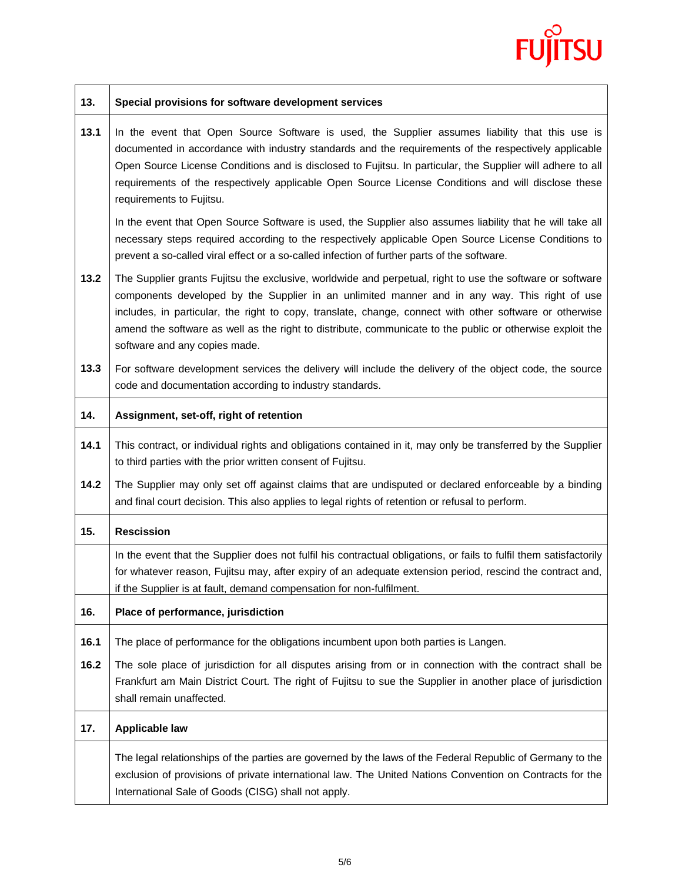## 13. Special provisions for software development services

**13.1** In the event that Open Source Software is used, the Supplier assumes liability that this use is documented in accordance with industry standards and the requirements of the respectively applicable Open Source License Conditions and is disclosed to Fujitsu. In particular, the Supplier will adhere to all requirements of the respectively applicable Open Source License Conditions and will disclose these requirements to Fujitsu.

In the event that Open Source Software is used, the Supplier also assumes liability that he will take all necessary steps required according to the respectively applicable Open Source License Conditions to prevent a so-called viral effect or a so-called infection of further parts of the software.

**13.2** The Supplier grants Fujitsu the exclusive, worldwide and perpetual, right to use the software or software components developed by the Supplier in an unlimited manner and in any way. This right of use includes, in particular, the right to copy, translate, change, connect with other software or otherwise amend the software as well as the right to distribute, communicate to the public or otherwise exploit the software and any copies made.

**13.3** For software development services the delivery will include the delivery of the object code, the source code and documentation according to industry standards.

## 14. Assignment, set-off, right of retention

**14.1** This contract, or individual rights and obligations contained in it, may only be transferred by the Supplier to third parties with the prior written consent of Fujitsu.

**14.2** The Supplier may only set off against claims that are undisputed or declared enforceable by a binding and final court decision. This also applies to legal rights of retention or refusal to perform.

## 15. Rescission

In the event that the Supplier does not fulfil his contractual obligations, or fails to fulfil them satisfactorily for whatever reason, Fujitsu may, after expiry of an adequate extension period, rescind the contract and, if the Supplier is at fault, demand compensation for non-fulfilment.

## 16. Place of performance, jurisdiction

**16.1** The place of performance for the obligations incumbent upon both parties is Langen.

**16.2** The sole place of jurisdiction for all disputes arising from or in connection with the contract shall be Frankfurt am Main District Court. The right of Fujitsu to sue the Supplier in another place of jurisdiction shall remain unaffected.

## 17. Applicable law

The legal relationships of the parties are governed by the laws of the Federal Republic of Germany to the exclusion of provisions of private international law. The United Nations Convention on Contracts for the International Sale of Goods (CISG) shall not apply.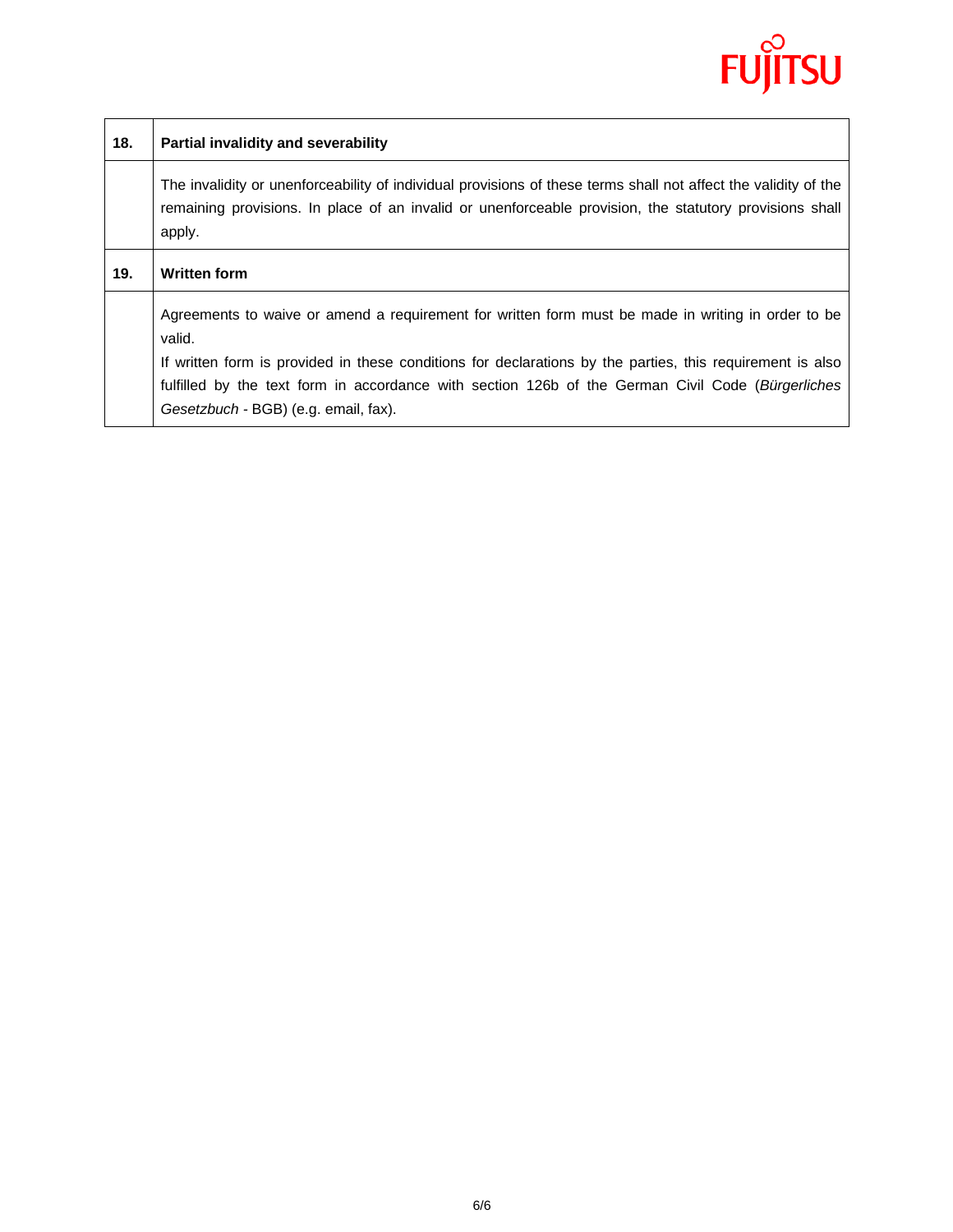| | |
|---|---|
| **18.** | **Partial invalidity and severability** |
| | The invalidity or unenforceability of individual provisions of these terms shall not affect the validity of the remaining provisions. In place of an invalid or unenforceable provision, the statutory provisions shall apply. |
| **19.** | **Written form** |
| | Agreements to waive or amend a requirement for written form must be made in writing in order to be valid.<br>If written form is provided in these conditions for declarations by the parties, this requirement is also fulfilled by the text form in accordance with section 126b of the German Civil Code (*Bürgerliches Gesetzbuch* - BGB) (e.g. email, fax). |